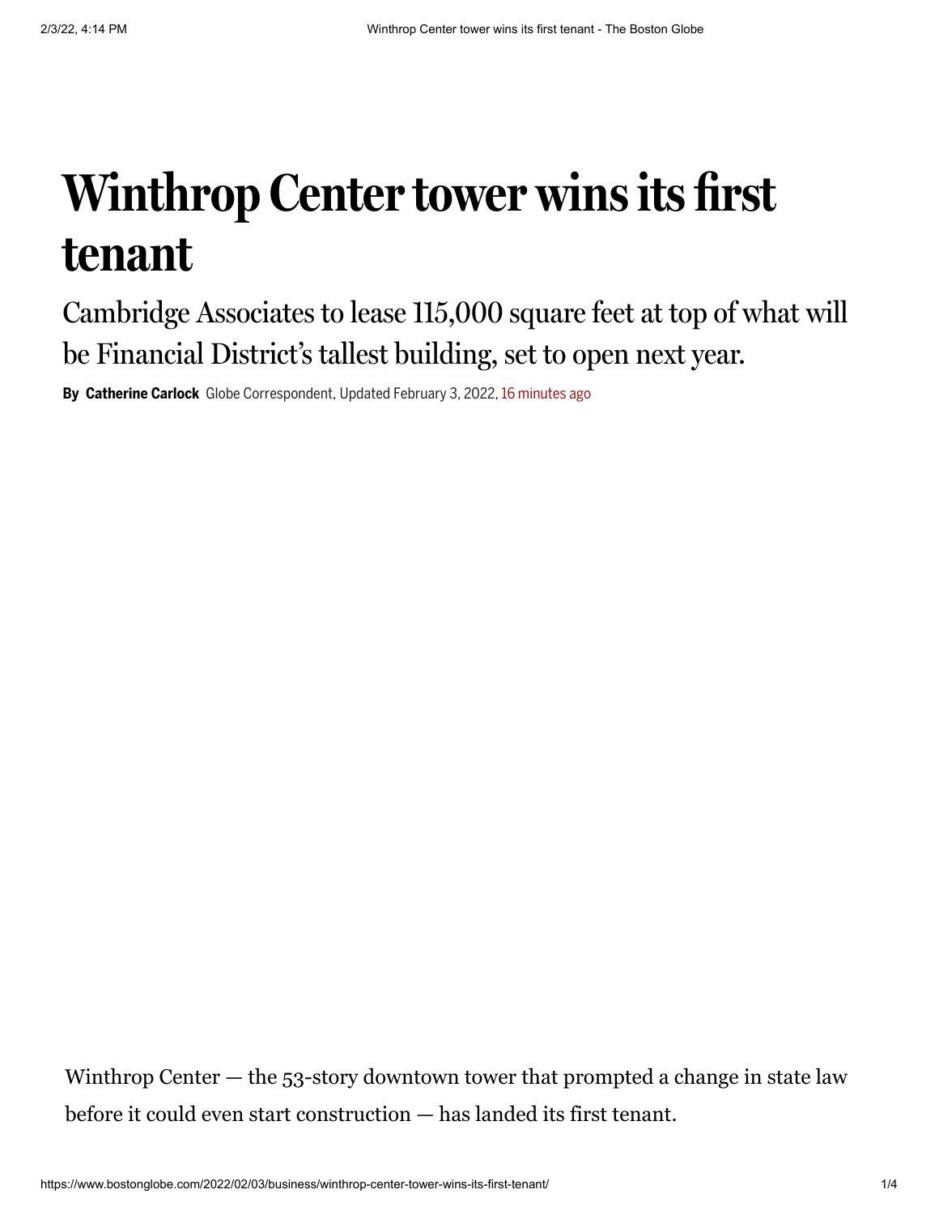# Winthrop Center tower wins its first tenant

## Cambridge Associates to lease 115,000 square feet at top of what will be Financial District's tallest building, set to open next year.

**By Catherine Carlock** Globe Correspondent, Updated February 3, 2022, 16 minutes ago

Winthrop Center — the 53-story downtown tower that prompted a change in state law before it could even start construction — has landed its first tenant.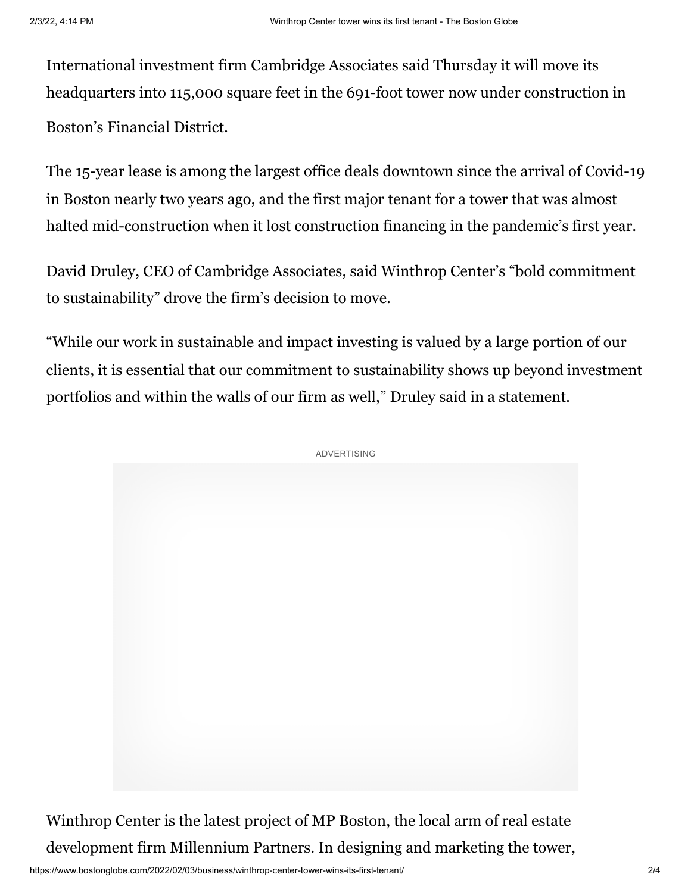International investment firm Cambridge Associates said Thursday it will move its headquarters into 115,000 square feet in the 691-foot tower now under construction in Boston's Financial District.

The 15-year lease is among the largest office deals downtown since the arrival of Covid-19 in Boston nearly two years ago, and the first major tenant for a tower that was almost halted mid-construction when it lost construction financing in the pandemic's first year.

David Druley, CEO of Cambridge Associates, said Winthrop Center's "bold commitment to sustainability" drove the firm's decision to move.

"While our work in sustainable and impact investing is valued by a large portion of our clients, it is essential that our commitment to sustainability shows up beyond investment portfolios and within the walls of our firm as well," Druley said in a statement.

Winthrop Center is the latest project of MP Boston, the local arm of real estate development firm Millennium Partners. In designing and marketing the tower,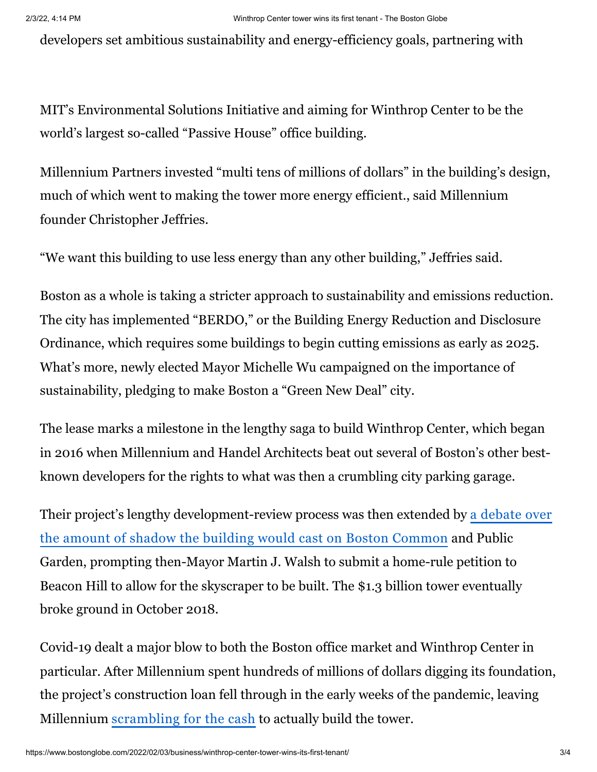developers set ambitious sustainability and energy-efficiency goals, partnering with

MIT's Environmental Solutions Initiative and aiming for Winthrop Center to be the world's largest so-called "Passive House" office building.

Millennium Partners invested "multi tens of millions of dollars" in the building's design, much of which went to making the tower more energy efficient., said Millennium founder Christopher Jeffries.

"We want this building to use less energy than any other building," Jeffries said.

Boston as a whole is taking a stricter approach to sustainability and emissions reduction. The city has implemented "BERDO," or the Building Energy Reduction and Disclosure Ordinance, which requires some buildings to begin cutting emissions as early as 2025. What's more, newly elected Mayor Michelle Wu campaigned on the importance of sustainability, pledging to make Boston a "Green New Deal" city.

The lease marks a milestone in the lengthy saga to build Winthrop Center, which began in 2016 when Millennium and Handel Architects beat out several of Boston's other best-known developers for the rights to what was then a crumbling city parking garage.

Their project's lengthy development-review process was then extended by a debate over the amount of shadow the building would cast on Boston Common and Public Garden, prompting then-Mayor Martin J. Walsh to submit a home-rule petition to Beacon Hill to allow for the skyscraper to be built. The $1.3 billion tower eventually broke ground in October 2018.

Covid-19 dealt a major blow to both the Boston office market and Winthrop Center in particular. After Millennium spent hundreds of millions of dollars digging its foundation, the project's construction loan fell through in the early weeks of the pandemic, leaving Millennium scrambling for the cash to actually build the tower.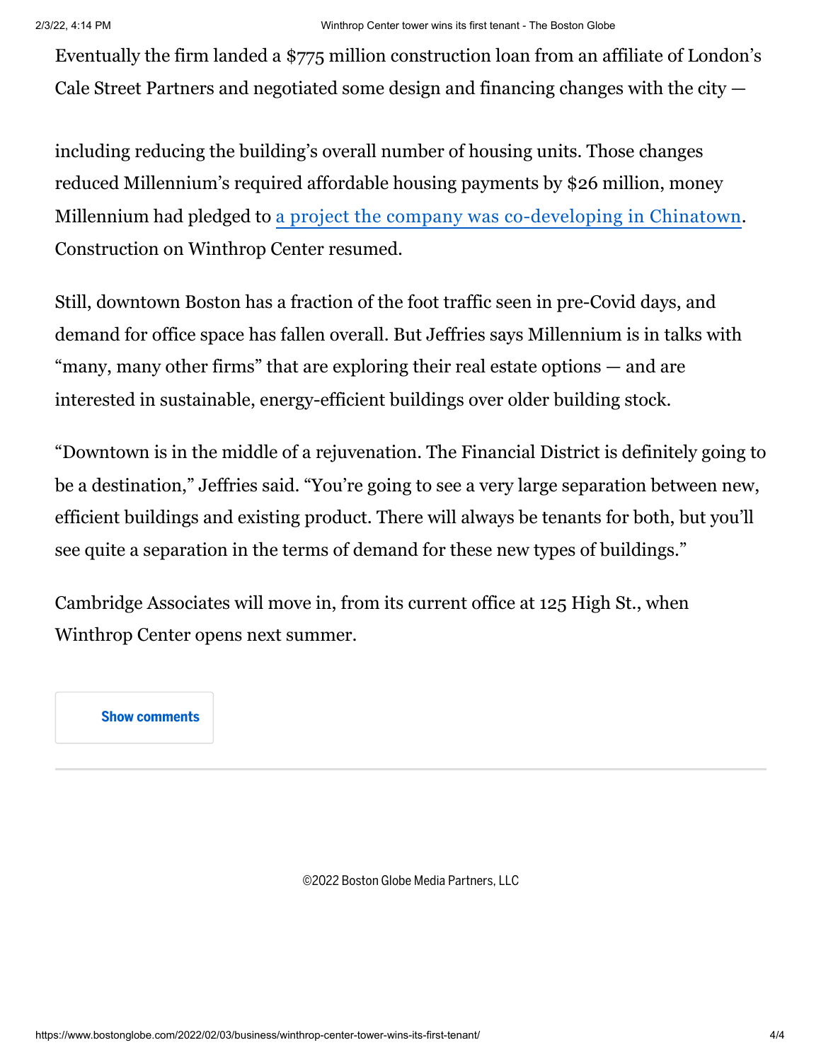Eventually the firm landed a $775 million construction loan from an affiliate of London's Cale Street Partners and negotiated some design and financing changes with the city —

including reducing the building's overall number of housing units. Those changes reduced Millennium's required affordable housing payments by $26 million, money Millennium had pledged to a project the company was co-developing in Chinatown. Construction on Winthrop Center resumed.

Still, downtown Boston has a fraction of the foot traffic seen in pre-Covid days, and demand for office space has fallen overall. But Jeffries says Millennium is in talks with "many, many other firms" that are exploring their real estate options — and are interested in sustainable, energy-efficient buildings over older building stock.

"Downtown is in the middle of a rejuvenation. The Financial District is definitely going to be a destination," Jeffries said. "You're going to see a very large separation between new, efficient buildings and existing product. There will always be tenants for both, but you'll see quite a separation in the terms of demand for these new types of buildings."

Cambridge Associates will move in, from its current office at 125 High St., when Winthrop Center opens next summer.

Show comments

©2022 Boston Globe Media Partners, LLC